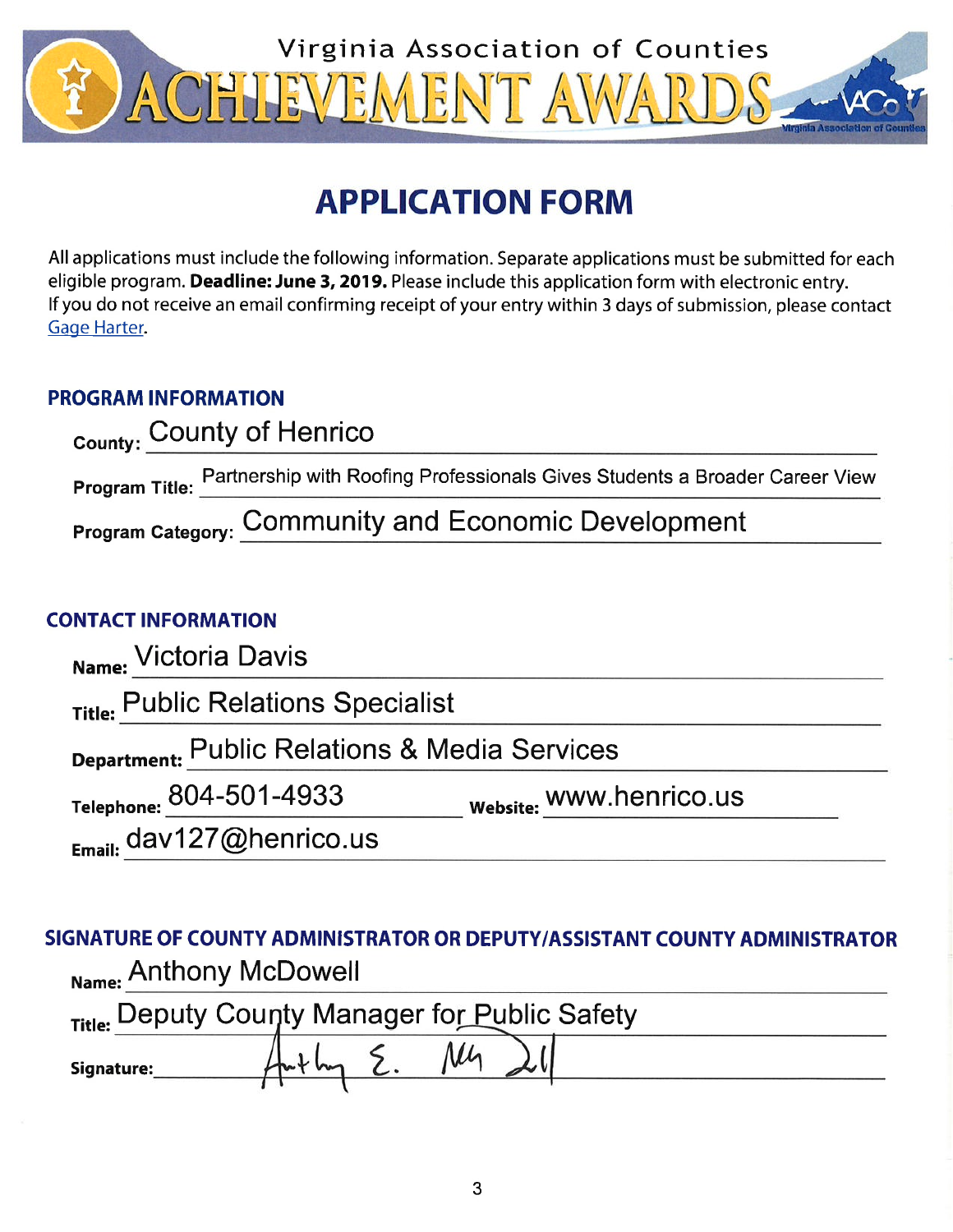Virginia Association of Counties

# ACHIEVEMENT AWARDS

## APPLICATION FORM

All applications must include the following information. Separate applications must be submitted for each eligible program. **Deadline: June 3, 2019.** Please include this application form with electronic entry. If you do not receive an email confirming receipt of your entry within 3 days of submission, please contact Gage Harter.

### PROGRAM INFORMATION

**County:** County of Henrico

**Program Title:** Partnership with Roofing Professionals Gives Students a Broader Career View

**Program Category:** Community and Economic Development

### CONTACT INFORMATION

**Name:** Victoria Davis

**Title:** Public Relations Specialist

**Department:** Public Relations & Media Services

**Telephone:** 804-501-4933 **Website:** www.henrico.us

**Email:** dav127@henrico.us

### SIGNATURE OF COUNTY ADMINISTRATOR OR DEPUTY/ASSISTANT COUNTY ADMINISTRATOR

**Name:** Anthony McDowell

**Title:** Deputy County Manager for Public Safety

**Signature:** Anthony E. McDowell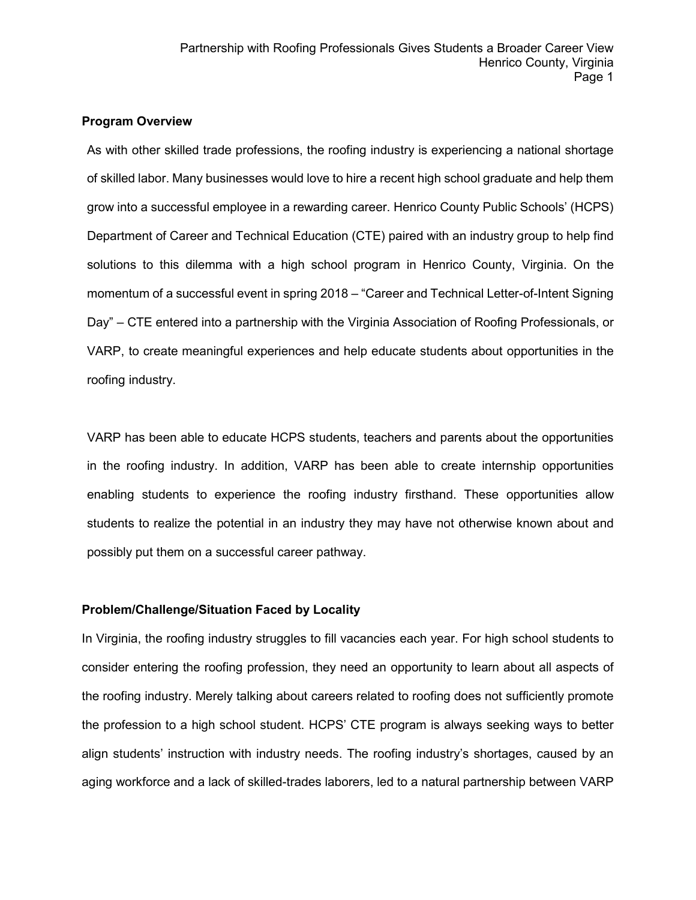**Program Overview**

As with other skilled trade professions, the roofing industry is experiencing a national shortage of skilled labor. Many businesses would love to hire a recent high school graduate and help them grow into a successful employee in a rewarding career. Henrico County Public Schools' (HCPS) Department of Career and Technical Education (CTE) paired with an industry group to help find solutions to this dilemma with a high school program in Henrico County, Virginia. On the momentum of a successful event in spring 2018 – "Career and Technical Letter-of-Intent Signing Day" – CTE entered into a partnership with the Virginia Association of Roofing Professionals, or VARP, to create meaningful experiences and help educate students about opportunities in the roofing industry.

VARP has been able to educate HCPS students, teachers and parents about the opportunities in the roofing industry. In addition, VARP has been able to create internship opportunities enabling students to experience the roofing industry firsthand. These opportunities allow students to realize the potential in an industry they may have not otherwise known about and possibly put them on a successful career pathway.

**Problem/Challenge/Situation Faced by Locality**

In Virginia, the roofing industry struggles to fill vacancies each year. For high school students to consider entering the roofing profession, they need an opportunity to learn about all aspects of the roofing industry. Merely talking about careers related to roofing does not sufficiently promote the profession to a high school student. HCPS' CTE program is always seeking ways to better align students' instruction with industry needs. The roofing industry's shortages, caused by an aging workforce and a lack of skilled-trades laborers, led to a natural partnership between VARP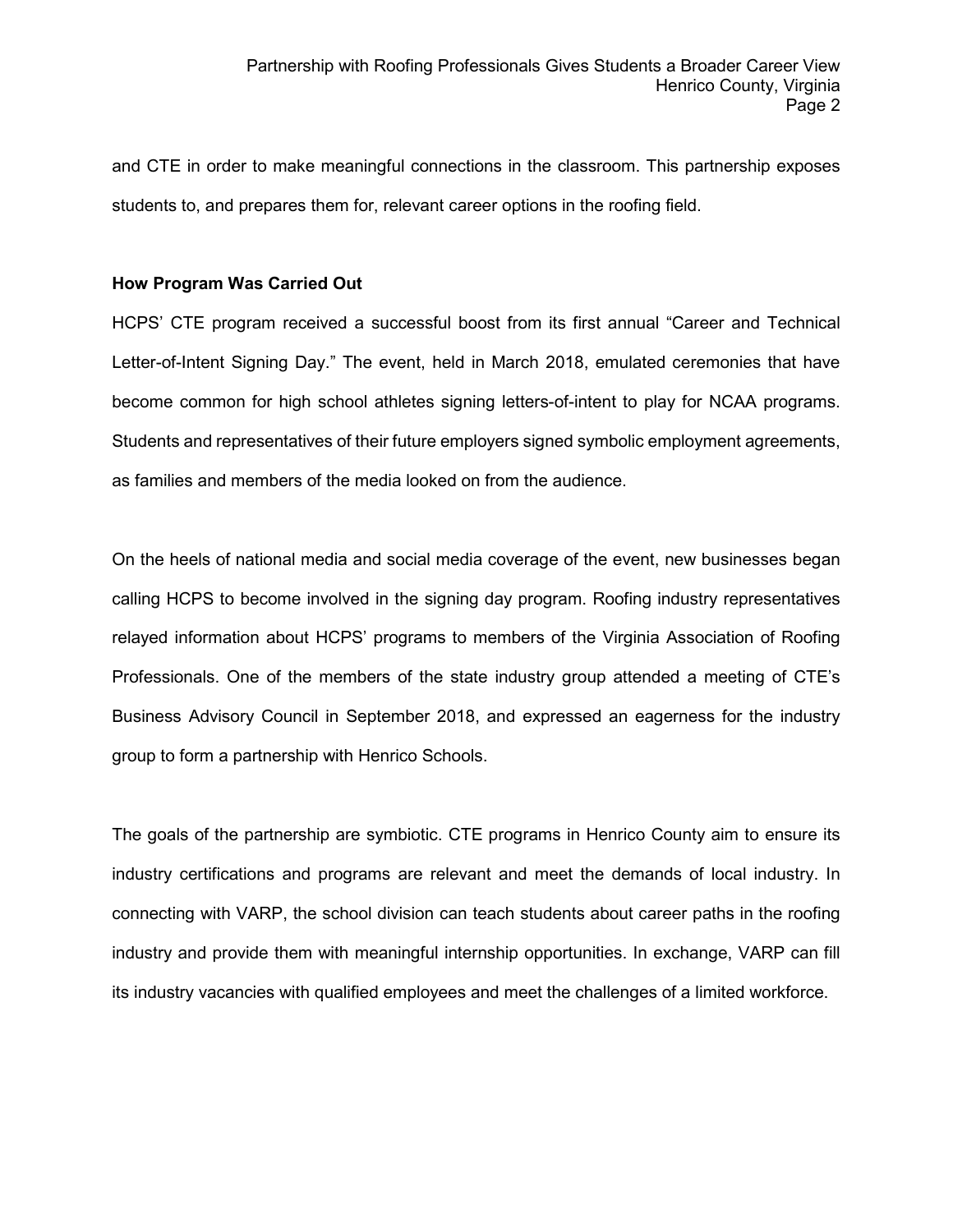and CTE in order to make meaningful connections in the classroom. This partnership exposes students to, and prepares them for, relevant career options in the roofing field.

**How Program Was Carried Out**

HCPS' CTE program received a successful boost from its first annual "Career and Technical Letter-of-Intent Signing Day." The event, held in March 2018, emulated ceremonies that have become common for high school athletes signing letters-of-intent to play for NCAA programs. Students and representatives of their future employers signed symbolic employment agreements, as families and members of the media looked on from the audience.

On the heels of national media and social media coverage of the event, new businesses began calling HCPS to become involved in the signing day program. Roofing industry representatives relayed information about HCPS' programs to members of the Virginia Association of Roofing Professionals. One of the members of the state industry group attended a meeting of CTE's Business Advisory Council in September 2018, and expressed an eagerness for the industry group to form a partnership with Henrico Schools.

The goals of the partnership are symbiotic. CTE programs in Henrico County aim to ensure its industry certifications and programs are relevant and meet the demands of local industry. In connecting with VARP, the school division can teach students about career paths in the roofing industry and provide them with meaningful internship opportunities. In exchange, VARP can fill its industry vacancies with qualified employees and meet the challenges of a limited workforce.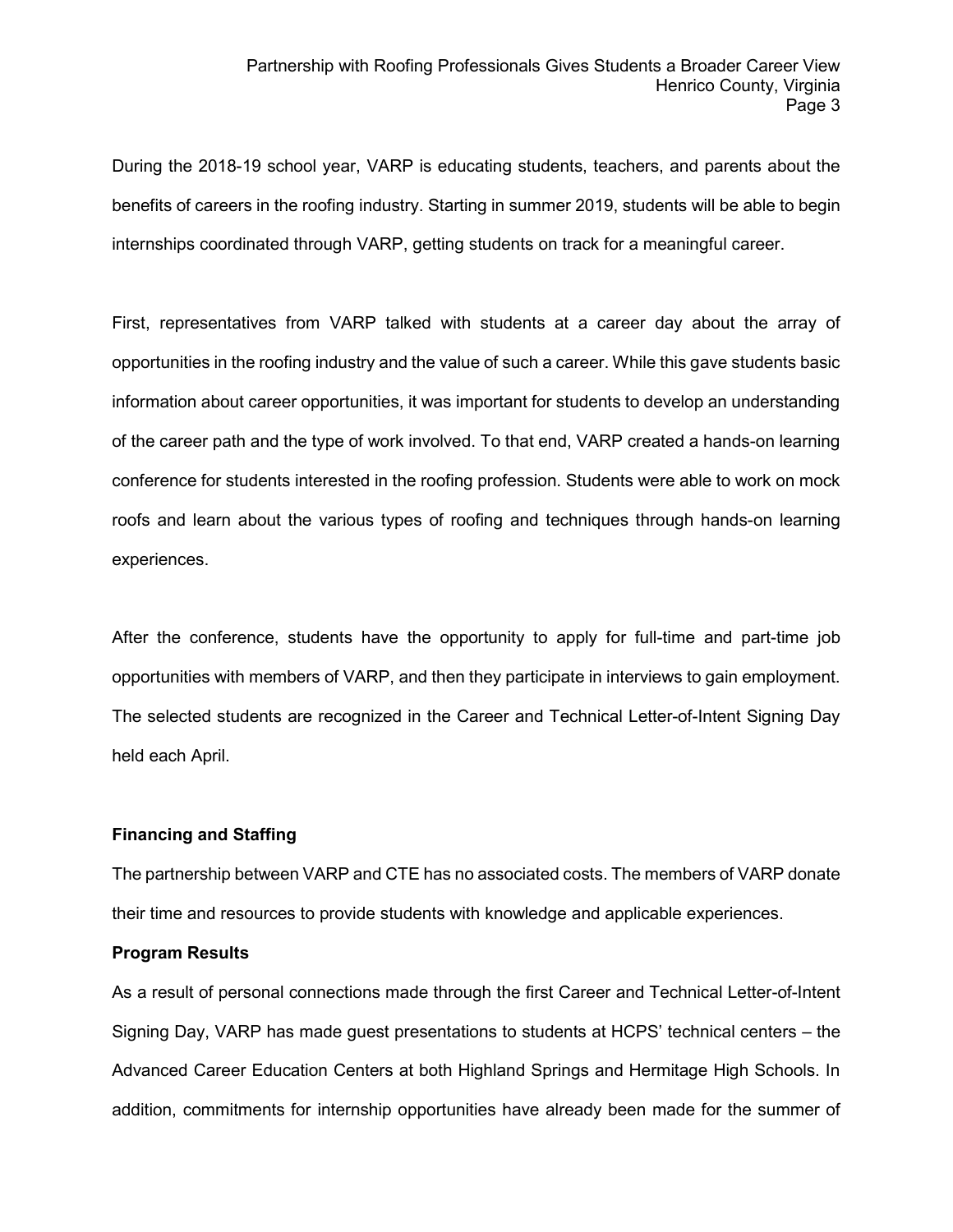During the 2018-19 school year, VARP is educating students, teachers, and parents about the benefits of careers in the roofing industry. Starting in summer 2019, students will be able to begin internships coordinated through VARP, getting students on track for a meaningful career.

First, representatives from VARP talked with students at a career day about the array of opportunities in the roofing industry and the value of such a career. While this gave students basic information about career opportunities, it was important for students to develop an understanding of the career path and the type of work involved. To that end, VARP created a hands-on learning conference for students interested in the roofing profession. Students were able to work on mock roofs and learn about the various types of roofing and techniques through hands-on learning experiences.

After the conference, students have the opportunity to apply for full-time and part-time job opportunities with members of VARP, and then they participate in interviews to gain employment. The selected students are recognized in the Career and Technical Letter-of-Intent Signing Day held each April.

**Financing and Staffing**

The partnership between VARP and CTE has no associated costs. The members of VARP donate their time and resources to provide students with knowledge and applicable experiences.

**Program Results**

As a result of personal connections made through the first Career and Technical Letter-of-Intent Signing Day, VARP has made guest presentations to students at HCPS' technical centers – the Advanced Career Education Centers at both Highland Springs and Hermitage High Schools. In addition, commitments for internship opportunities have already been made for the summer of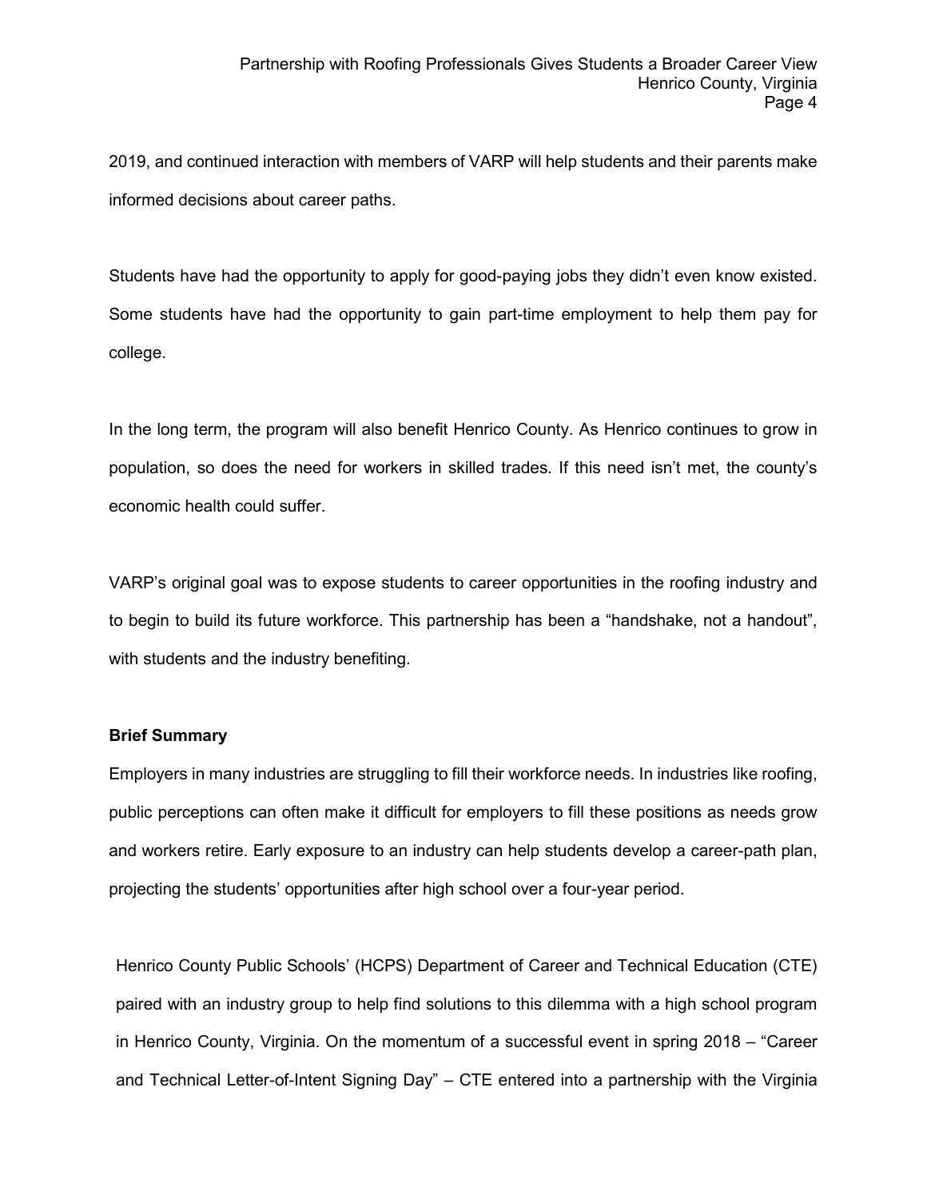2019, and continued interaction with members of VARP will help students and their parents make informed decisions about career paths.

Students have had the opportunity to apply for good-paying jobs they didn’t even know existed. Some students have had the opportunity to gain part-time employment to help them pay for college.

In the long term, the program will also benefit Henrico County. As Henrico continues to grow in population, so does the need for workers in skilled trades. If this need isn’t met, the county’s economic health could suffer.

VARP’s original goal was to expose students to career opportunities in the roofing industry and to begin to build its future workforce. This partnership has been a “handshake, not a handout”, with students and the industry benefiting.

**Brief Summary**

Employers in many industries are struggling to fill their workforce needs. In industries like roofing, public perceptions can often make it difficult for employers to fill these positions as needs grow and workers retire. Early exposure to an industry can help students develop a career-path plan, projecting the students’ opportunities after high school over a four-year period.

Henrico County Public Schools’ (HCPS) Department of Career and Technical Education (CTE) paired with an industry group to help find solutions to this dilemma with a high school program in Henrico County, Virginia. On the momentum of a successful event in spring 2018 – “Career and Technical Letter-of-Intent Signing Day” – CTE entered into a partnership with the Virginia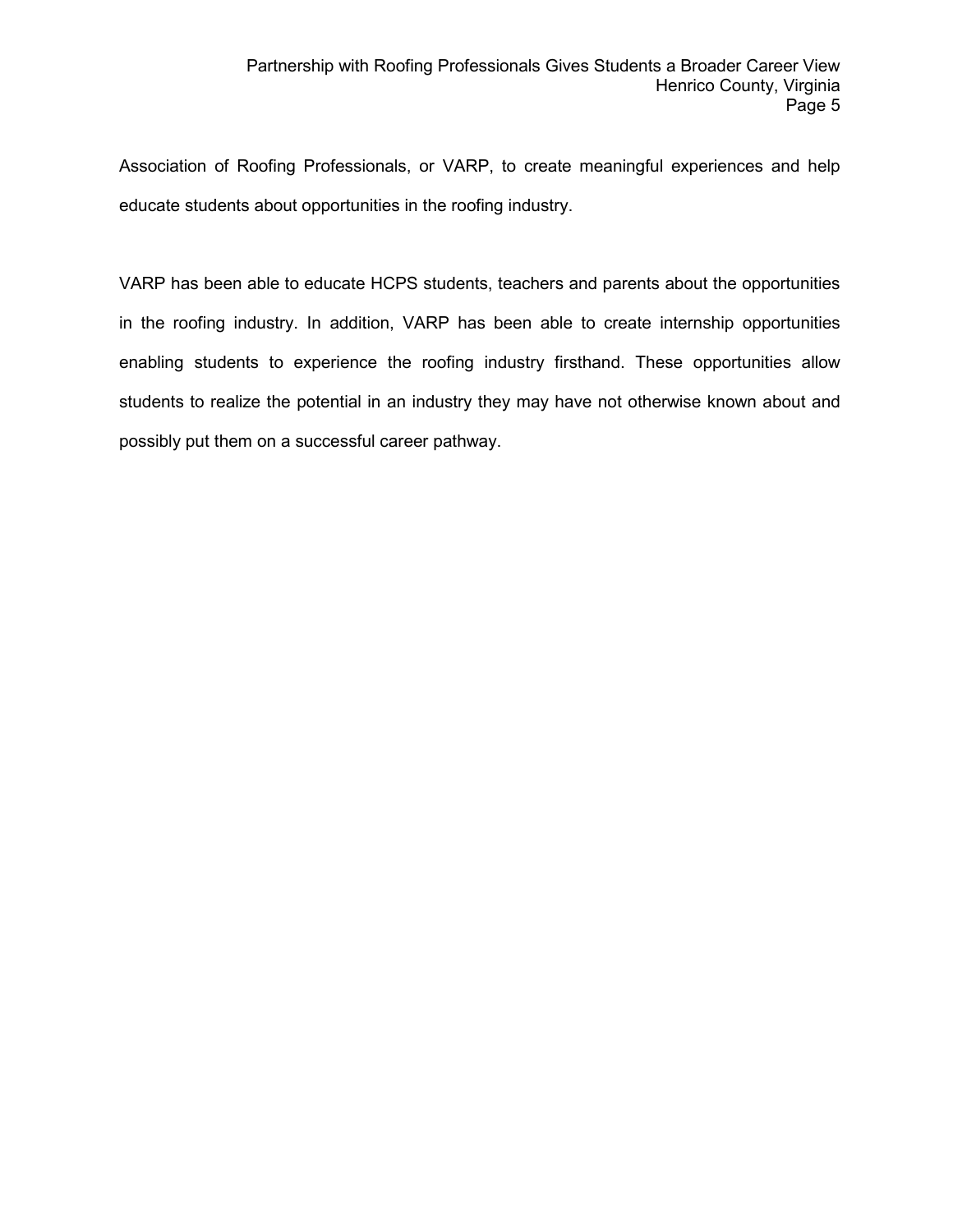Association of Roofing Professionals, or VARP, to create meaningful experiences and help educate students about opportunities in the roofing industry.

VARP has been able to educate HCPS students, teachers and parents about the opportunities in the roofing industry. In addition, VARP has been able to create internship opportunities enabling students to experience the roofing industry firsthand. These opportunities allow students to realize the potential in an industry they may have not otherwise known about and possibly put them on a successful career pathway.